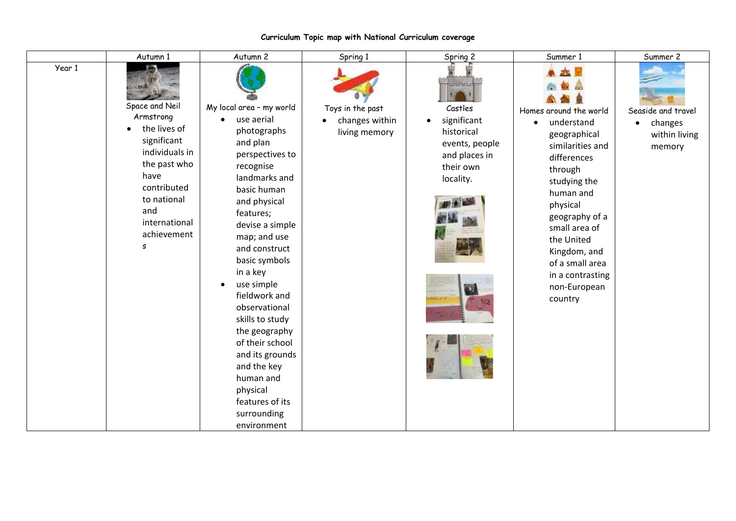**Curriculum Topic map with National Curriculum coverage**

| | Autumn 1 | Autumn 2 | Spring 1 | Spring 2 | Summer 1 | Summer 2 |
|---|---|---|---|---|---|---|
| Year 1 | Space and Neil Armstrong<br>• the lives of significant individuals in the past who have contributed to national and international achievements | My local area – my world<br>• use aerial photographs and plan perspectives to recognise landmarks and basic human and physical features; devise a simple map; and use and construct basic symbols in a key<br>• use simple fieldwork and observational skills to study the geography of their school and its grounds and the key human and physical features of its surrounding environment | Toys in the past<br>• changes within living memory | Castles<br>• significant historical events, people and places in their own locality. | Homes around the world<br>• understand geographical similarities and differences through studying the human and physical geography of a small area of the United Kingdom, and of a small area in a contrasting non-European country | Seaside and travel<br>• changes within living memory |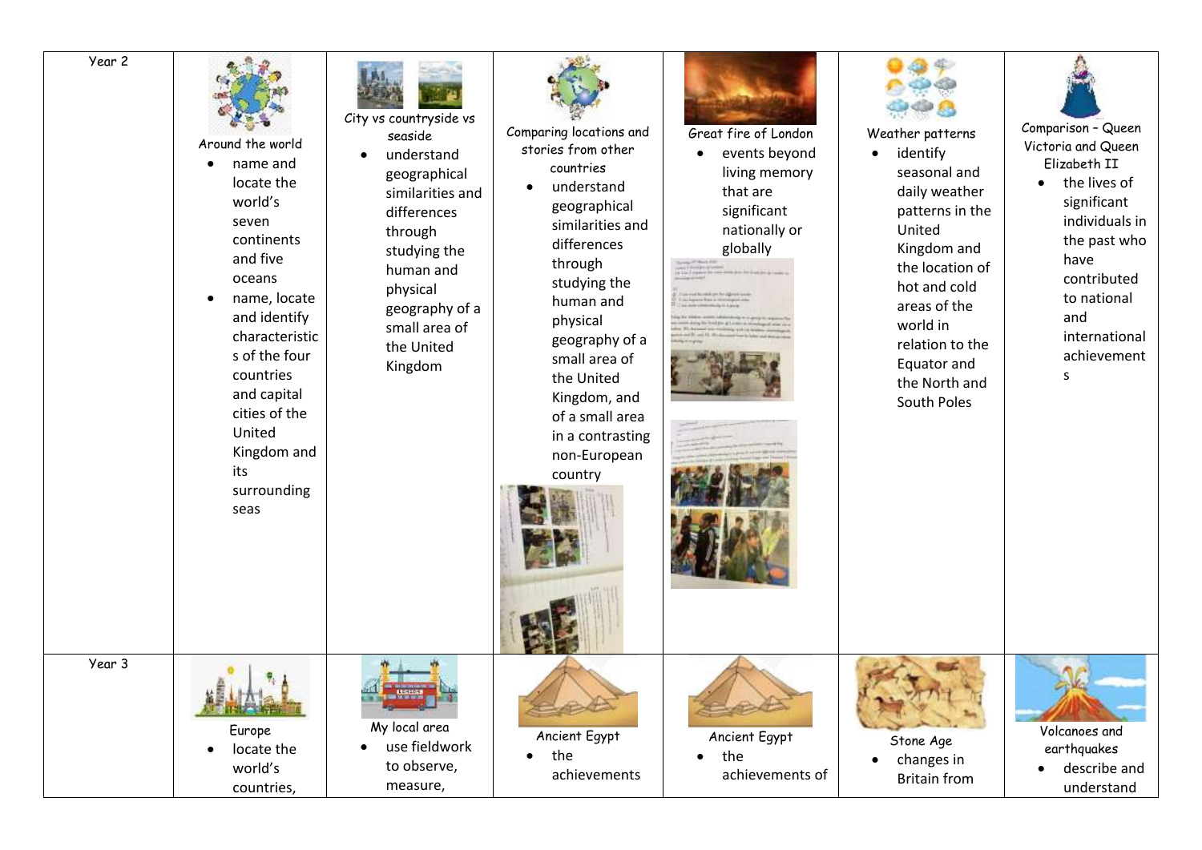| Year 2 | Around the world<br>• name and locate the world's seven continents and five oceans<br>• name, locate and identify characteristics of the four countries and capital cities of the United Kingdom and its surrounding seas | City vs countryside vs seaside<br>• understand geographical similarities and differences through studying the human and physical geography of a small area of the United Kingdom | Comparing locations and stories from other countries<br>• understand geographical similarities and differences through studying the human and physical geography of a small area of the United Kingdom, and of a small area in a contrasting non-European country | Great fire of London<br>• events beyond living memory that are significant nationally or globally | Weather patterns<br>• identify seasonal and daily weather patterns in the United Kingdom and the location of hot and cold areas of the world in relation to the Equator and the North and South Poles | Comparison – Queen Victoria and Queen Elizabeth II<br>• the lives of significant individuals in the past who have contributed to national and international achievements |
|---|---|---|---|---|---|---|
| Year 3 | Europe<br>• locate the world's countries, | My local area<br>• use fieldwork to observe, measure, | Ancient Egypt<br>• the achievements | Ancient Egypt<br>• the achievements of | Stone Age<br>• changes in Britain from | Volcanoes and earthquakes<br>• describe and understand |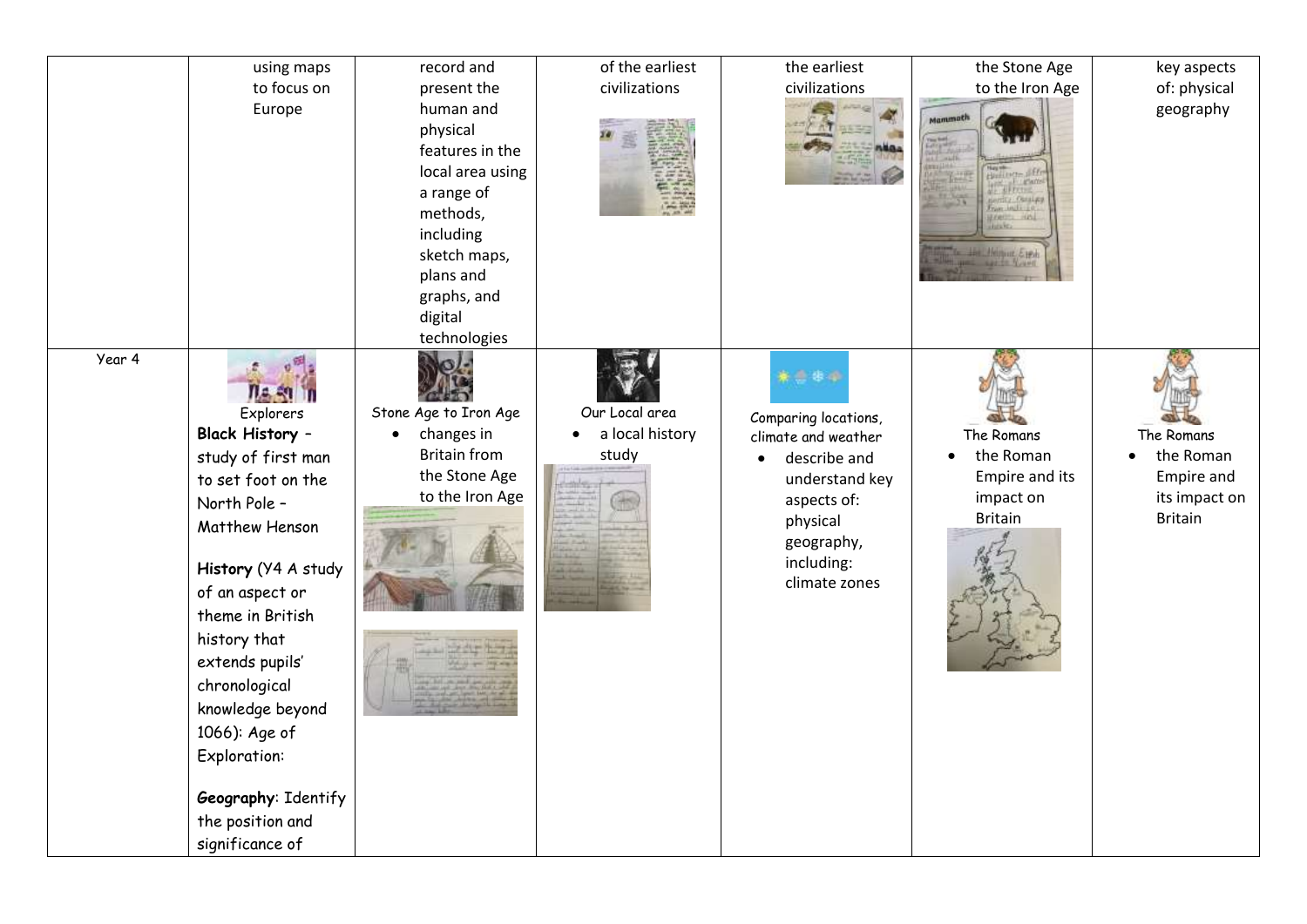| | | | | | | |
|---|---|---|---|---|---|---|
| | using maps to focus on Europe | record and present the human and physical features in the local area using a range of methods, including sketch maps, plans and graphs, and digital technologies | of the earliest civilizations | the earliest civilizations | the Stone Age to the Iron Age | key aspects of: physical geography |
| Year 4 | Explorers<br>**Black History** – study of first man to set foot on the North Pole – Matthew Henson<br><br>**History** (Y4 A study of an aspect or theme in British history that extends pupils' chronological knowledge beyond 1066): Age of Exploration:<br><br>**Geography**: Identify the position and significance of | Stone Age to Iron Age<br>• changes in Britain from the Stone Age to the Iron Age | Our Local area<br>• a local history study | Comparing locations, climate and weather<br>• describe and understand key aspects of: physical geography, including: climate zones | The Romans<br>• the Roman Empire and its impact on Britain | The Romans<br>• the Roman Empire and its impact on Britain |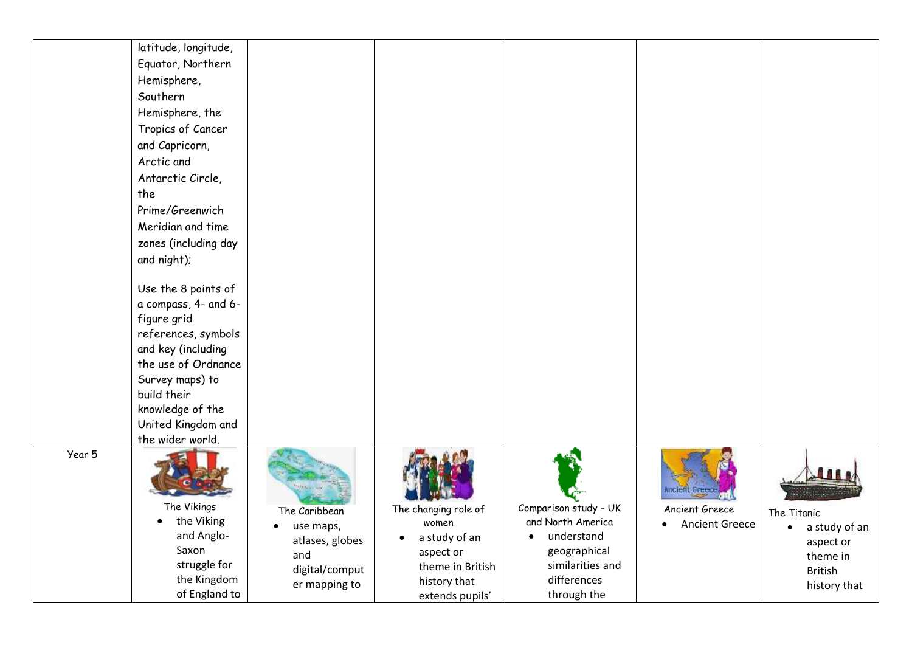|  | latitude, longitude, Equator, Northern Hemisphere, Southern Hemisphere, the Tropics of Cancer and Capricorn, Arctic and Antarctic Circle, the Prime/Greenwich Meridian and time zones (including day and night);<br><br>Use the 8 points of a compass, 4- and 6-figure grid references, symbols and key (including the use of Ordnance Survey maps) to build their knowledge of the United Kingdom and the wider world. |  |  |  |  |  |
|---|---|---|---|---|---|---|
| Year 5 | The Vikings<br>• the Viking and Anglo-Saxon struggle for the Kingdom of England to | The Caribbean<br>• use maps, atlases, globes and digital/computer mapping to | The changing role of women<br>• a study of an aspect or theme in British history that extends pupils' | Comparison study – UK and North America<br>• understand geographical similarities and differences through the | Ancient Greece<br>• Ancient Greece | The Titanic<br>• a study of an aspect or theme in British history that |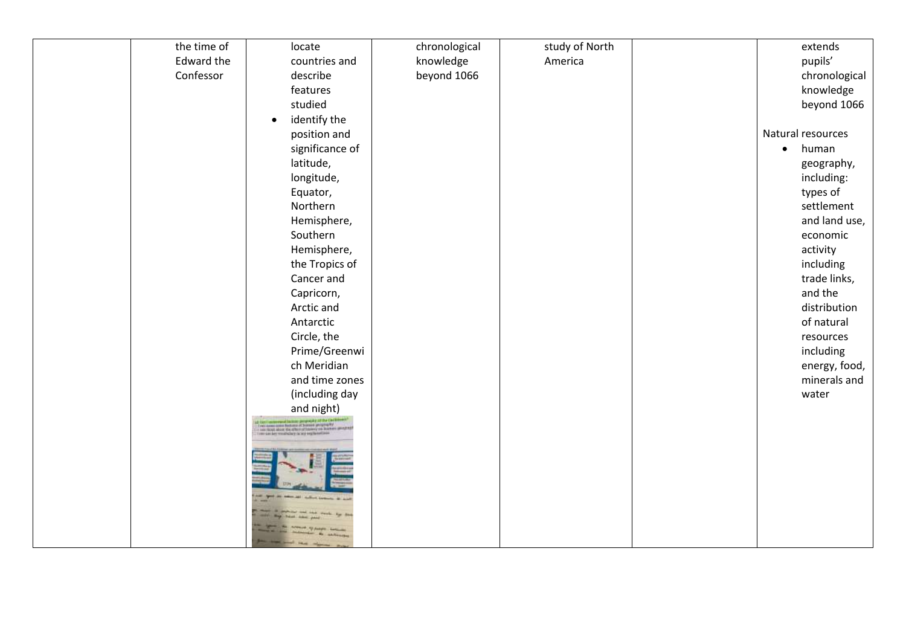| | | | | | | |
|---|---|---|---|---|---|---|
| | the time of Edward the Confessor | locate countries and describe features studied<br>• identify the position and significance of latitude, longitude, Equator, Northern Hemisphere, Southern Hemisphere, the Tropics of Cancer and Capricorn, Arctic and Antarctic Circle, the Prime/Greenwich Meridian and time zones (including day and night) | chronological knowledge beyond 1066 | study of North America | | extends pupils' chronological knowledge beyond 1066<br><br>Natural resources<br>• human geography, including: types of settlement and land use, economic activity including trade links, and the distribution of natural resources including energy, food, minerals and water |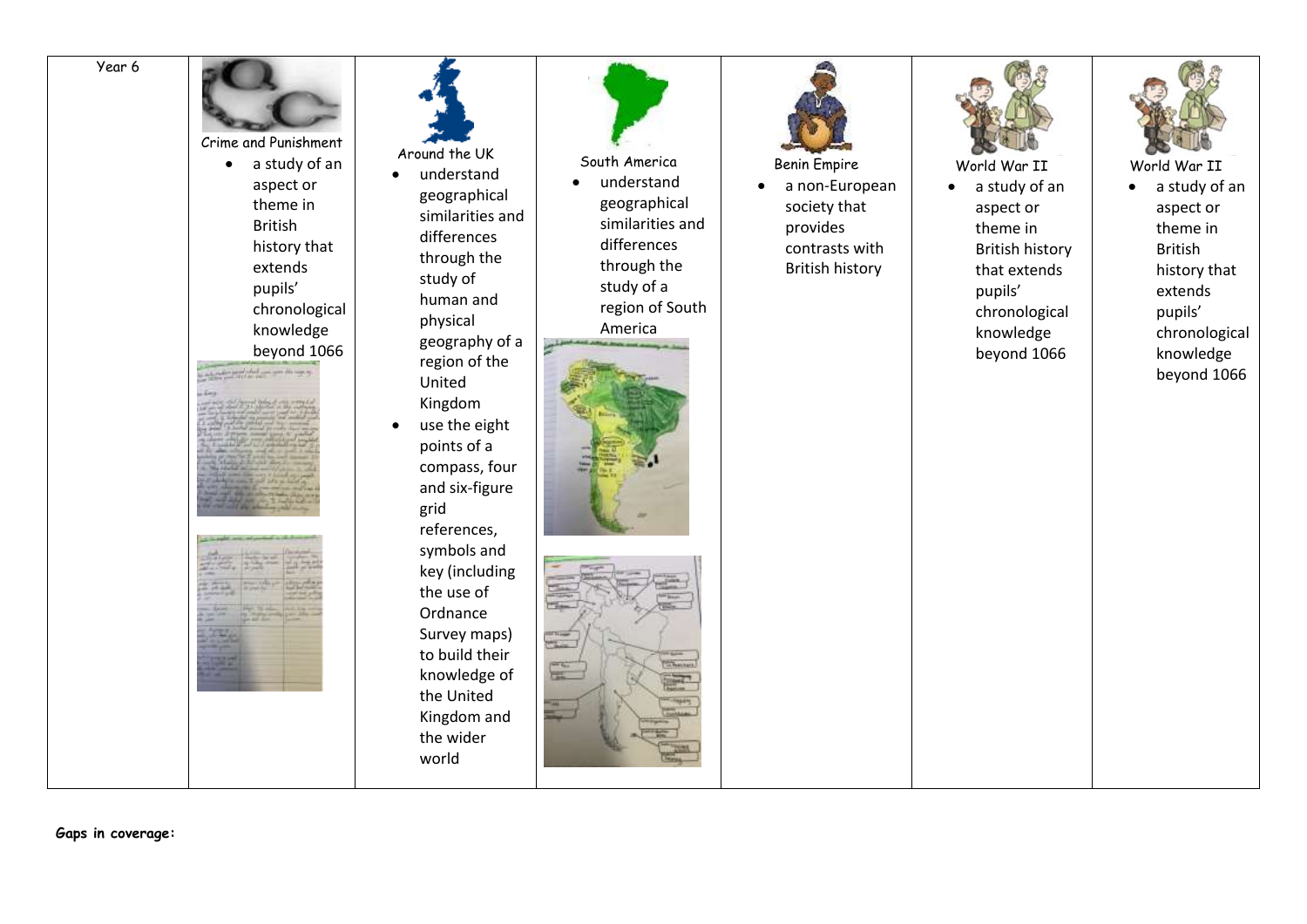| Year 6 | Crime and Punishment<br>• a study of an aspect or theme in British history that extends pupils' chronological knowledge beyond 1066 | Around the UK<br>• understand geographical similarities and differences through the study of human and physical geography of a region of the United Kingdom<br>• use the eight points of a compass, four and six-figure grid references, symbols and key (including the use of Ordnance Survey maps) to build their knowledge of the United Kingdom and the wider world | South America<br>• understand geographical similarities and differences through the study of a region of South America | Benin Empire<br>• a non-European society that provides contrasts with British history | World War II<br>• a study of an aspect or theme in British history that extends pupils' chronological knowledge beyond 1066 | World War II<br>• a study of an aspect or theme in British history that extends pupils' chronological knowledge beyond 1066 |
|---|---|---|---|---|---|---|

**Gaps in coverage:**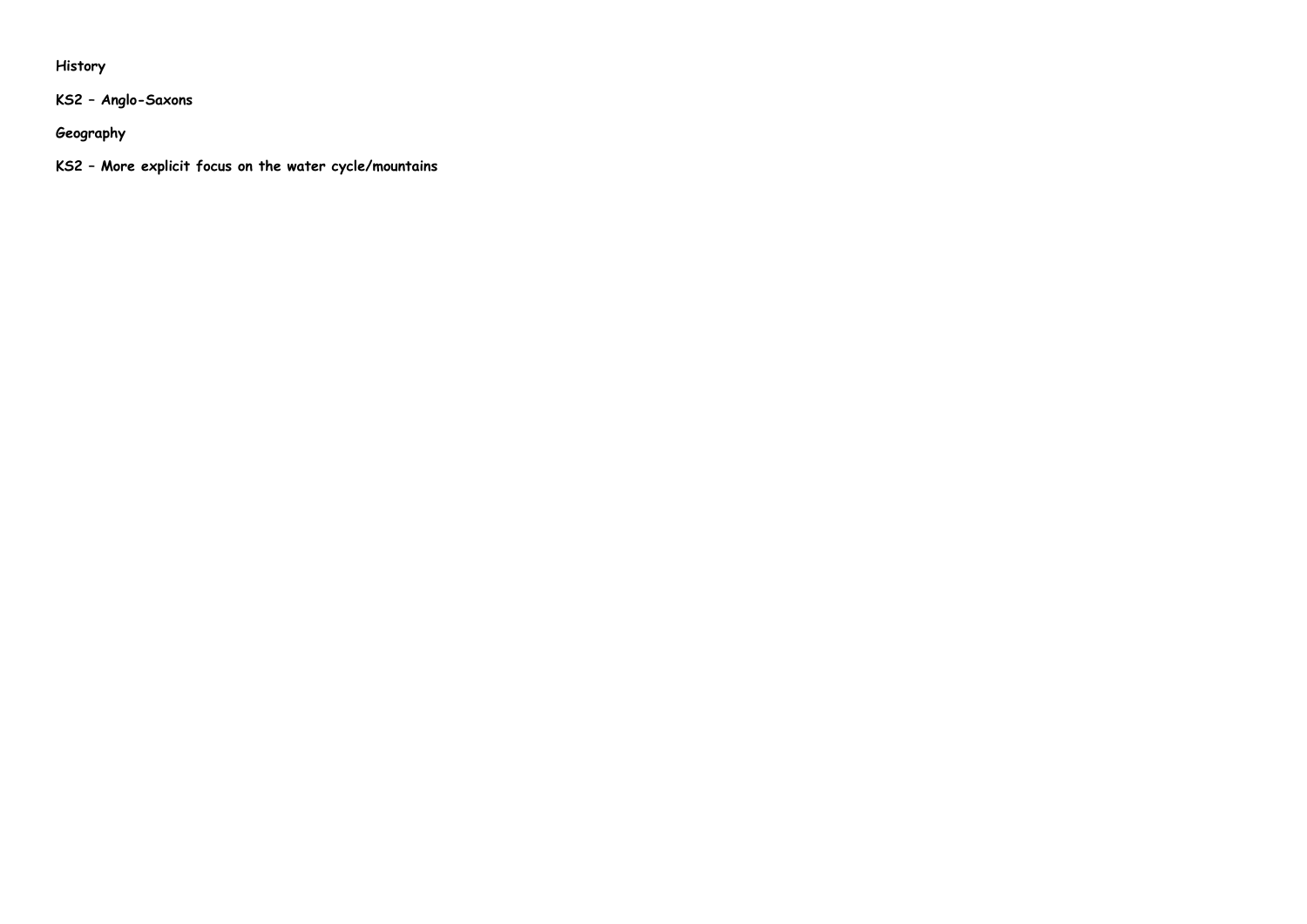**History**

**KS2 – Anglo-Saxons**

**Geography**

**KS2 – More explicit focus on the water cycle/mountains**